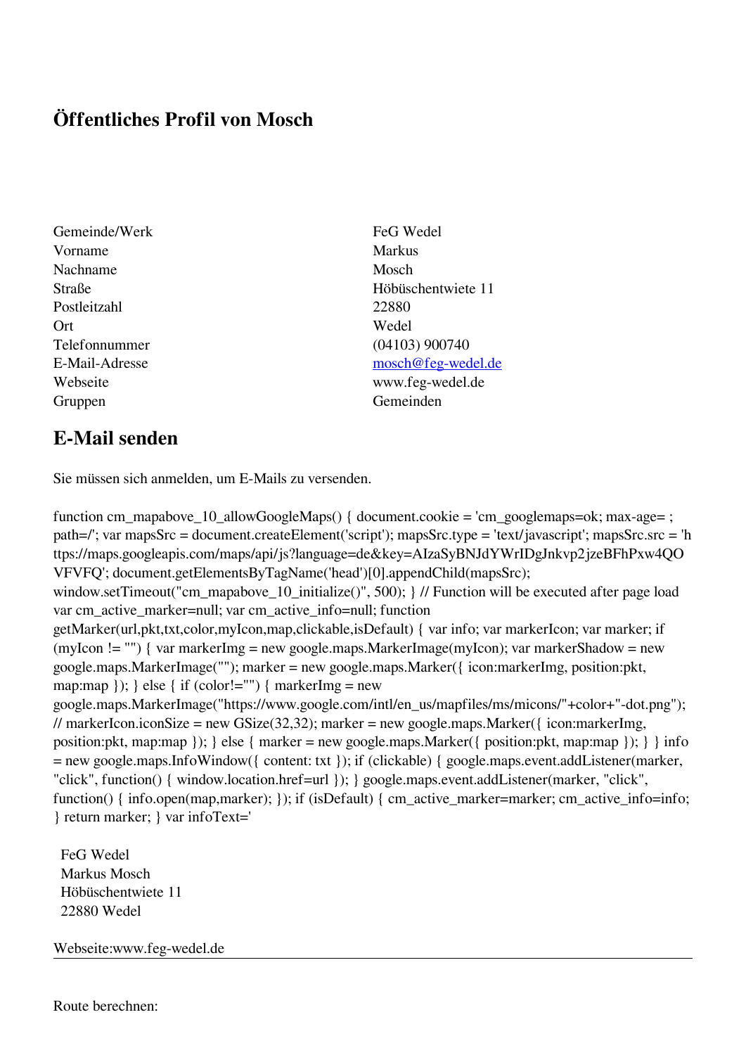# Öffentliches Profil von Mosch

| | |
|---|---|
| Gemeinde/Werk | FeG Wedel |
| Vorname | Markus |
| Nachname | Mosch |
| Straße | Höbüschentwiete 11 |
| Postleitzahl | 22880 |
| Ort | Wedel |
| Telefonnummer | (04103) 900740 |
| E-Mail-Adresse | mosch@feg-wedel.de |
| Webseite | www.feg-wedel.de |
| Gruppen | Gemeinden |

## E-Mail senden

Sie müssen sich anmelden, um E-Mails zu versenden.

```
function cm_mapabove_10_allowGoogleMaps() { document.cookie = 'cm_googlemaps=ok; max-age= ; path=/'; var mapsSrc = document.createElement('script'); mapsSrc.type = 'text/javascript'; mapsSrc.src = 'https://maps.googleapis.com/maps/api/js?language=de&key=AIzaSyBNJdYWrIDgJnkvp2jzeBFhPxw4QOVFVFQ'; document.getElementsByTagName('head')[0].appendChild(mapsSrc); window.setTimeout("cm_mapabove_10_initialize()", 500); } // Function will be executed after page load var cm_active_marker=null; var cm_active_info=null; function getMarker(url,pkt,txt,color,myIcon,map,clickable,isDefault) { var info; var markerIcon; var marker; if (myIcon != "") { var markerImg = new google.maps.MarkerImage(myIcon); var markerShadow = new google.maps.MarkerImage(""); marker = new google.maps.Marker({ icon:markerImg, position:pkt, map:map }); } else { if (color!="") { markerImg = new google.maps.MarkerImage("https://www.google.com/intl/en_us/mapfiles/ms/micons/"+color+"-dot.png"); // markerIcon.iconSize = new GSize(32,32); marker = new google.maps.Marker({ icon:markerImg, position:pkt, map:map }); } else { marker = new google.maps.Marker({ position:pkt, map:map }); } } info = new google.maps.InfoWindow({ content: txt }); if (clickable) { google.maps.event.addListener(marker, "click", function() { window.location.href=url }); } google.maps.event.addListener(marker, "click", function() { info.open(map,marker); }); if (isDefault) { cm_active_marker=marker; cm_active_info=info; } return marker; } var infoText='
```

FeG Wedel
Markus Mosch
Höbüschentwiete 11
22880 Wedel

Webseite:www.feg-wedel.de

---

Route berechnen: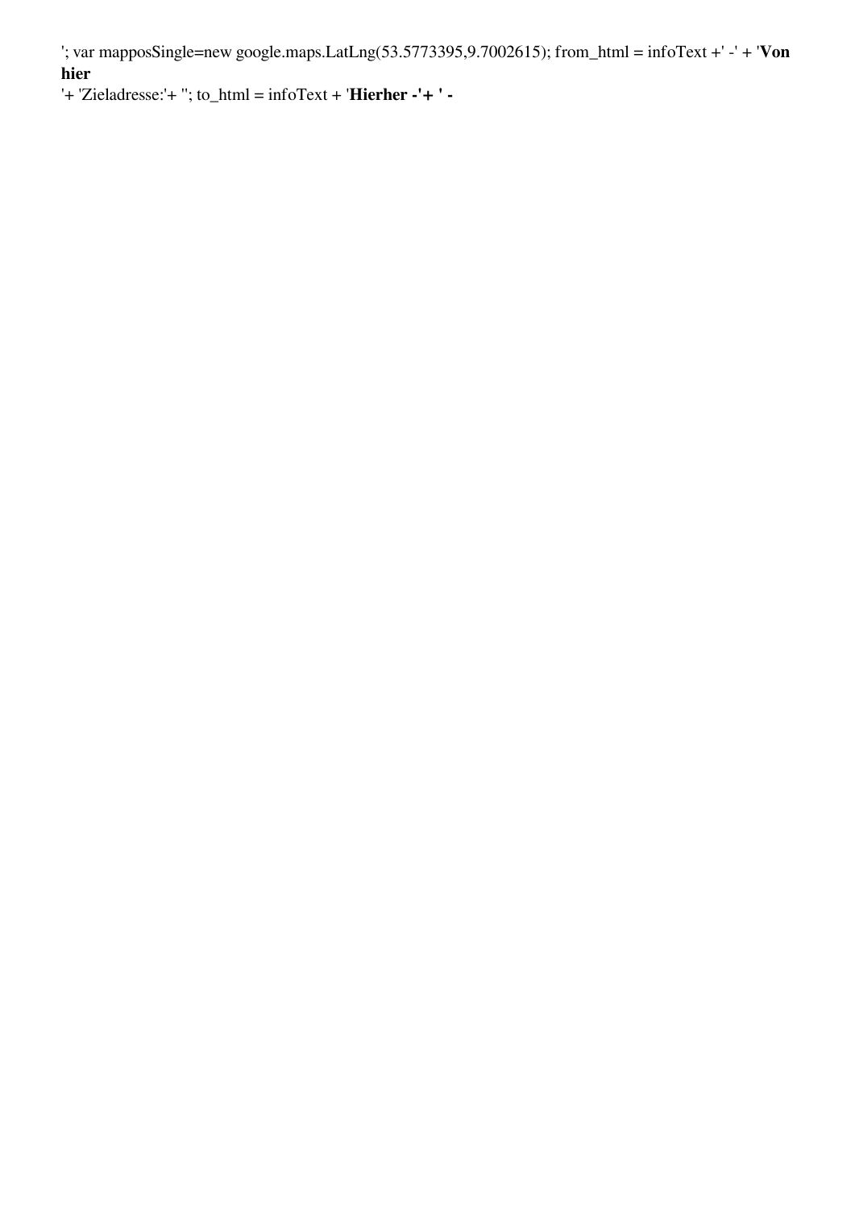'; var mapposSingle=new google.maps.LatLng(53.5773395,9.7002615); from_html = infoText +' -' + '**Von hier**

'+ 'Zieladresse:'+ ''; to_html = infoText + '**Hierher -'+ ' -**